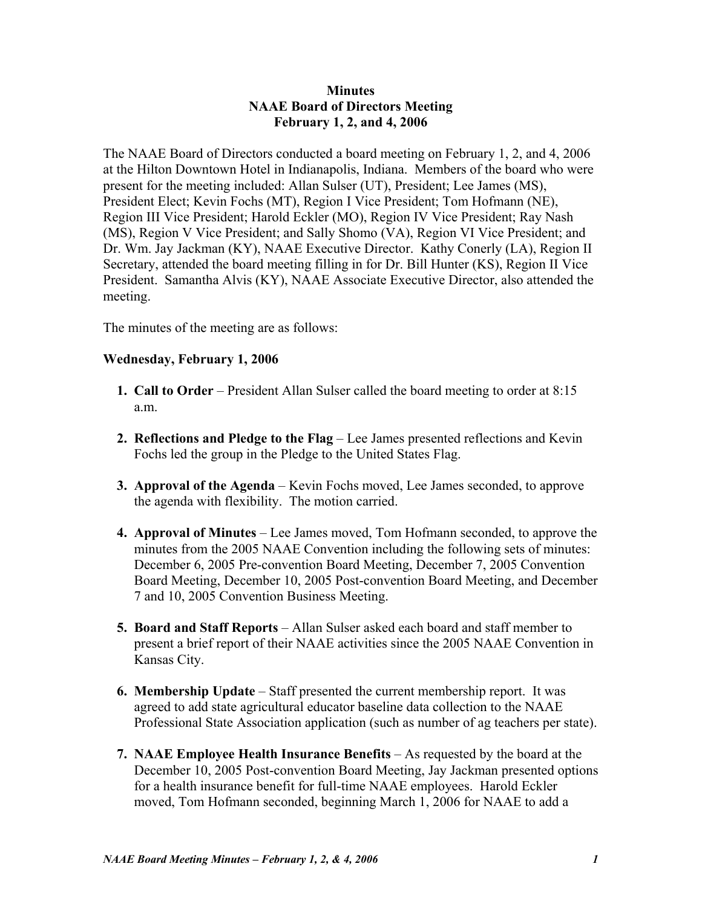# Minutes
## NAAE Board of Directors Meeting
### February 1, 2, and 4, 2006

The NAAE Board of Directors conducted a board meeting on February 1, 2, and 4, 2006 at the Hilton Downtown Hotel in Indianapolis, Indiana. Members of the board who were present for the meeting included: Allan Sulser (UT), President; Lee James (MS), President Elect; Kevin Fochs (MT), Region I Vice President; Tom Hofmann (NE), Region III Vice President; Harold Eckler (MO), Region IV Vice President; Ray Nash (MS), Region V Vice President; and Sally Shomo (VA), Region VI Vice President; and Dr. Wm. Jay Jackman (KY), NAAE Executive Director. Kathy Conerly (LA), Region II Secretary, attended the board meeting filling in for Dr. Bill Hunter (KS), Region II Vice President. Samantha Alvis (KY), NAAE Associate Executive Director, also attended the meeting.

The minutes of the meeting are as follows:

**Wednesday, February 1, 2006**

1. **Call to Order** – President Allan Sulser called the board meeting to order at 8:15 a.m.

2. **Reflections and Pledge to the Flag** – Lee James presented reflections and Kevin Fochs led the group in the Pledge to the United States Flag.

3. **Approval of the Agenda** – Kevin Fochs moved, Lee James seconded, to approve the agenda with flexibility. The motion carried.

4. **Approval of Minutes** – Lee James moved, Tom Hofmann seconded, to approve the minutes from the 2005 NAAE Convention including the following sets of minutes: December 6, 2005 Pre-convention Board Meeting, December 7, 2005 Convention Board Meeting, December 10, 2005 Post-convention Board Meeting, and December 7 and 10, 2005 Convention Business Meeting.

5. **Board and Staff Reports** – Allan Sulser asked each board and staff member to present a brief report of their NAAE activities since the 2005 NAAE Convention in Kansas City.

6. **Membership Update** – Staff presented the current membership report. It was agreed to add state agricultural educator baseline data collection to the NAAE Professional State Association application (such as number of ag teachers per state).

7. **NAAE Employee Health Insurance Benefits** – As requested by the board at the December 10, 2005 Post-convention Board Meeting, Jay Jackman presented options for a health insurance benefit for full-time NAAE employees. Harold Eckler moved, Tom Hofmann seconded, beginning March 1, 2006 for NAAE to add a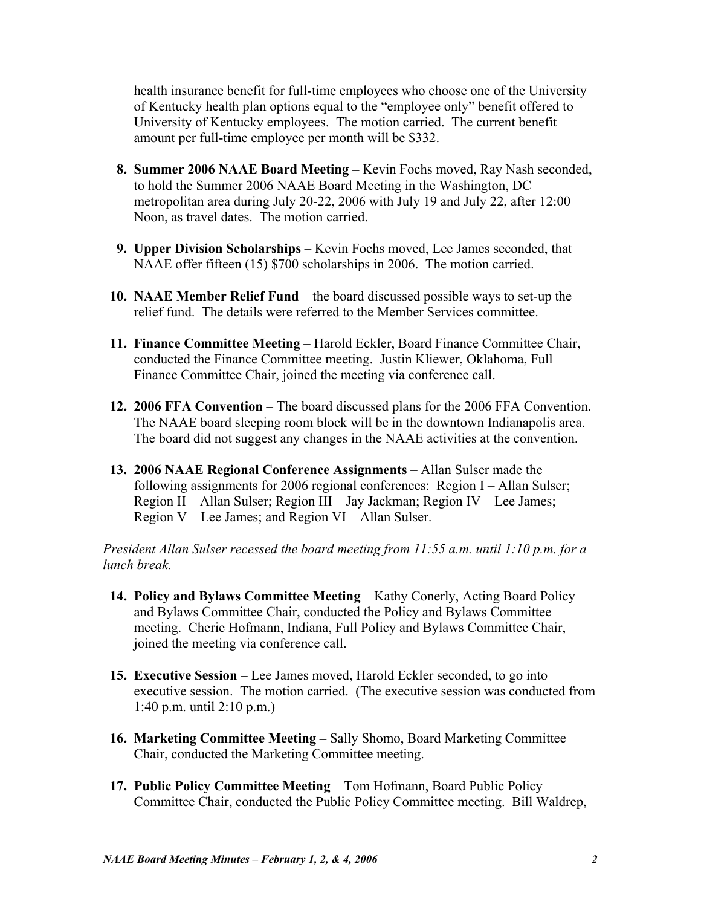health insurance benefit for full-time employees who choose one of the University of Kentucky health plan options equal to the "employee only" benefit offered to University of Kentucky employees. The motion carried. The current benefit amount per full-time employee per month will be $332.

8. **Summer 2006 NAAE Board Meeting** – Kevin Fochs moved, Ray Nash seconded, to hold the Summer 2006 NAAE Board Meeting in the Washington, DC metropolitan area during July 20-22, 2006 with July 19 and July 22, after 12:00 Noon, as travel dates. The motion carried.

9. **Upper Division Scholarships** – Kevin Fochs moved, Lee James seconded, that NAAE offer fifteen (15) $700 scholarships in 2006. The motion carried.

10. **NAAE Member Relief Fund** – the board discussed possible ways to set-up the relief fund. The details were referred to the Member Services committee.

11. **Finance Committee Meeting** – Harold Eckler, Board Finance Committee Chair, conducted the Finance Committee meeting. Justin Kliewer, Oklahoma, Full Finance Committee Chair, joined the meeting via conference call.

12. **2006 FFA Convention** – The board discussed plans for the 2006 FFA Convention. The NAAE board sleeping room block will be in the downtown Indianapolis area. The board did not suggest any changes in the NAAE activities at the convention.

13. **2006 NAAE Regional Conference Assignments** – Allan Sulser made the following assignments for 2006 regional conferences: Region I – Allan Sulser; Region II – Allan Sulser; Region III – Jay Jackman; Region IV – Lee James; Region V – Lee James; and Region VI – Allan Sulser.

*President Allan Sulser recessed the board meeting from 11:55 a.m. until 1:10 p.m. for a lunch break.*

14. **Policy and Bylaws Committee Meeting** – Kathy Conerly, Acting Board Policy and Bylaws Committee Chair, conducted the Policy and Bylaws Committee meeting. Cherie Hofmann, Indiana, Full Policy and Bylaws Committee Chair, joined the meeting via conference call.

15. **Executive Session** – Lee James moved, Harold Eckler seconded, to go into executive session. The motion carried. (The executive session was conducted from 1:40 p.m. until 2:10 p.m.)

16. **Marketing Committee Meeting** – Sally Shomo, Board Marketing Committee Chair, conducted the Marketing Committee meeting.

17. **Public Policy Committee Meeting** – Tom Hofmann, Board Public Policy Committee Chair, conducted the Public Policy Committee meeting. Bill Waldrep,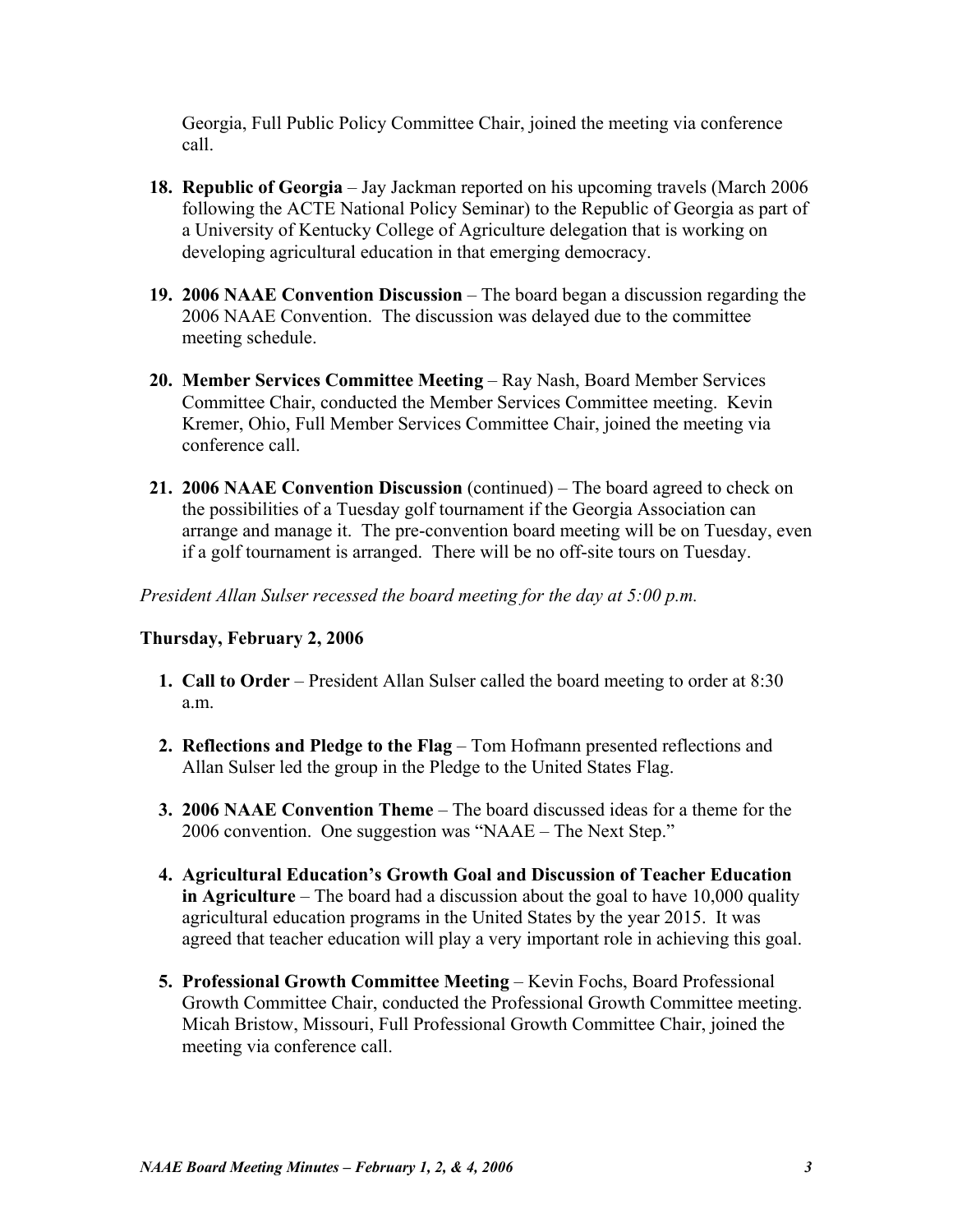Georgia, Full Public Policy Committee Chair, joined the meeting via conference call.

18. **Republic of Georgia** – Jay Jackman reported on his upcoming travels (March 2006 following the ACTE National Policy Seminar) to the Republic of Georgia as part of a University of Kentucky College of Agriculture delegation that is working on developing agricultural education in that emerging democracy.

19. **2006 NAAE Convention Discussion** – The board began a discussion regarding the 2006 NAAE Convention. The discussion was delayed due to the committee meeting schedule.

20. **Member Services Committee Meeting** – Ray Nash, Board Member Services Committee Chair, conducted the Member Services Committee meeting. Kevin Kremer, Ohio, Full Member Services Committee Chair, joined the meeting via conference call.

21. **2006 NAAE Convention Discussion** (continued) – The board agreed to check on the possibilities of a Tuesday golf tournament if the Georgia Association can arrange and manage it. The pre-convention board meeting will be on Tuesday, even if a golf tournament is arranged. There will be no off-site tours on Tuesday.

*President Allan Sulser recessed the board meeting for the day at 5:00 p.m.*

**Thursday, February 2, 2006**

1. **Call to Order** – President Allan Sulser called the board meeting to order at 8:30 a.m.

2. **Reflections and Pledge to the Flag** – Tom Hofmann presented reflections and Allan Sulser led the group in the Pledge to the United States Flag.

3. **2006 NAAE Convention Theme** – The board discussed ideas for a theme for the 2006 convention. One suggestion was "NAAE – The Next Step."

4. **Agricultural Education's Growth Goal and Discussion of Teacher Education in Agriculture** – The board had a discussion about the goal to have 10,000 quality agricultural education programs in the United States by the year 2015. It was agreed that teacher education will play a very important role in achieving this goal.

5. **Professional Growth Committee Meeting** – Kevin Fochs, Board Professional Growth Committee Chair, conducted the Professional Growth Committee meeting. Micah Bristow, Missouri, Full Professional Growth Committee Chair, joined the meeting via conference call.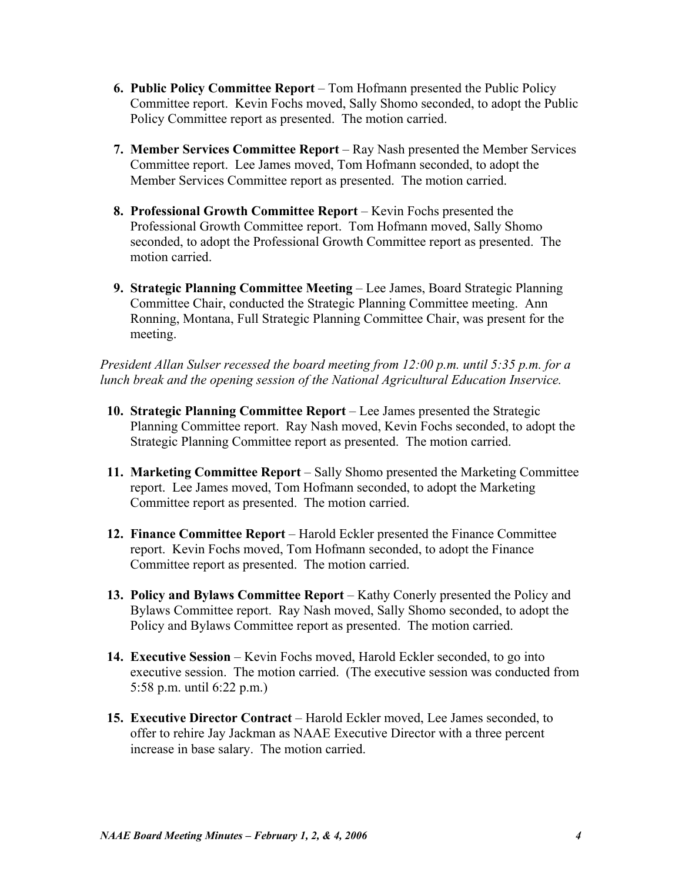6. **Public Policy Committee Report** – Tom Hofmann presented the Public Policy Committee report. Kevin Fochs moved, Sally Shomo seconded, to adopt the Public Policy Committee report as presented. The motion carried.

7. **Member Services Committee Report** – Ray Nash presented the Member Services Committee report. Lee James moved, Tom Hofmann seconded, to adopt the Member Services Committee report as presented. The motion carried.

8. **Professional Growth Committee Report** – Kevin Fochs presented the Professional Growth Committee report. Tom Hofmann moved, Sally Shomo seconded, to adopt the Professional Growth Committee report as presented. The motion carried.

9. **Strategic Planning Committee Meeting** – Lee James, Board Strategic Planning Committee Chair, conducted the Strategic Planning Committee meeting. Ann Ronning, Montana, Full Strategic Planning Committee Chair, was present for the meeting.

*President Allan Sulser recessed the board meeting from 12:00 p.m. until 5:35 p.m. for a lunch break and the opening session of the National Agricultural Education Inservice.*

10. **Strategic Planning Committee Report** – Lee James presented the Strategic Planning Committee report. Ray Nash moved, Kevin Fochs seconded, to adopt the Strategic Planning Committee report as presented. The motion carried.

11. **Marketing Committee Report** – Sally Shomo presented the Marketing Committee report. Lee James moved, Tom Hofmann seconded, to adopt the Marketing Committee report as presented. The motion carried.

12. **Finance Committee Report** – Harold Eckler presented the Finance Committee report. Kevin Fochs moved, Tom Hofmann seconded, to adopt the Finance Committee report as presented. The motion carried.

13. **Policy and Bylaws Committee Report** – Kathy Conerly presented the Policy and Bylaws Committee report. Ray Nash moved, Sally Shomo seconded, to adopt the Policy and Bylaws Committee report as presented. The motion carried.

14. **Executive Session** – Kevin Fochs moved, Harold Eckler seconded, to go into executive session. The motion carried. (The executive session was conducted from 5:58 p.m. until 6:22 p.m.)

15. **Executive Director Contract** – Harold Eckler moved, Lee James seconded, to offer to rehire Jay Jackman as NAAE Executive Director with a three percent increase in base salary. The motion carried.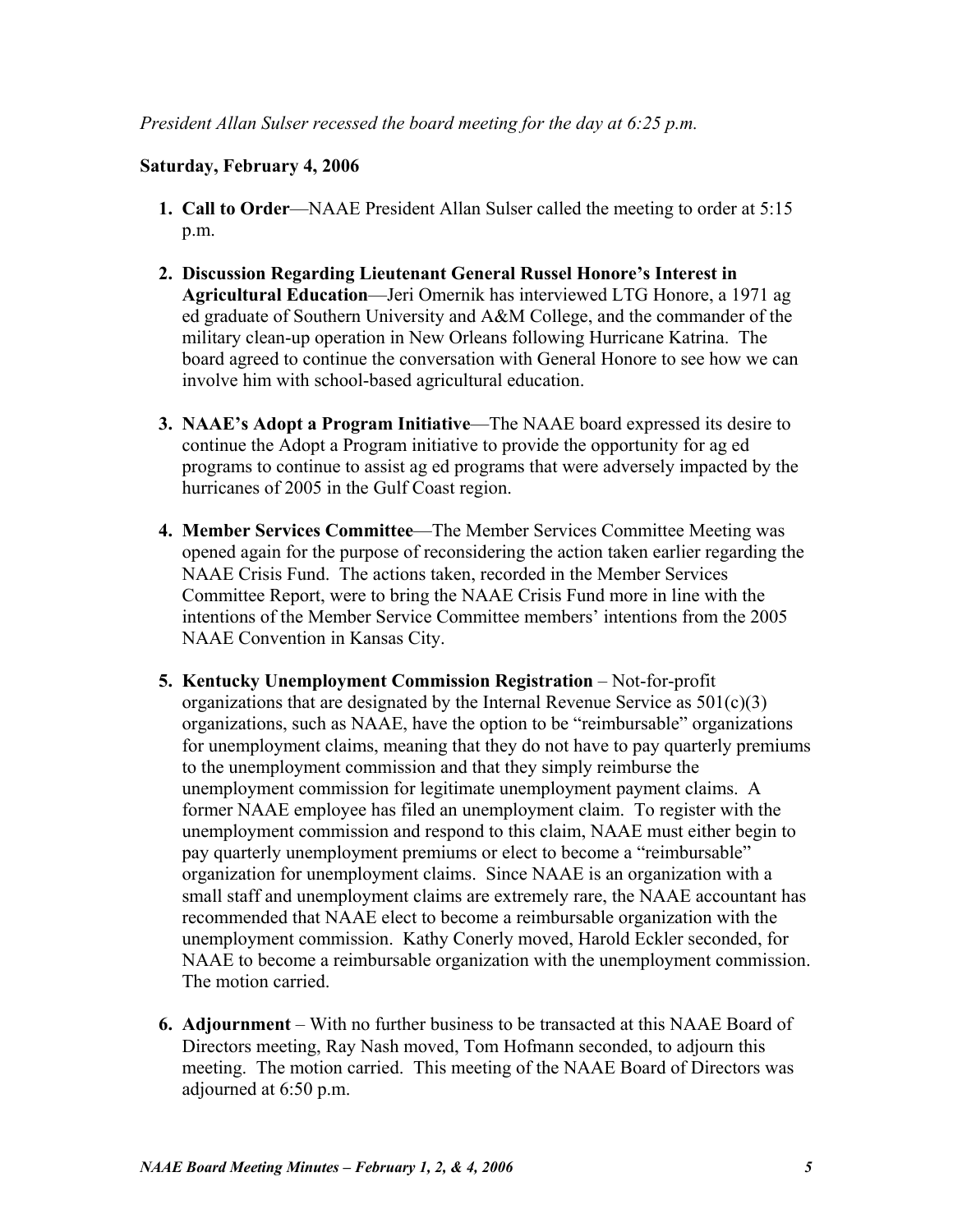*President Allan Sulser recessed the board meeting for the day at 6:25 p.m.*

**Saturday, February 4, 2006**

1. **Call to Order**—NAAE President Allan Sulser called the meeting to order at 5:15 p.m.

2. **Discussion Regarding Lieutenant General Russel Honore's Interest in Agricultural Education**—Jeri Omernik has interviewed LTG Honore, a 1971 ag ed graduate of Southern University and A&M College, and the commander of the military clean-up operation in New Orleans following Hurricane Katrina. The board agreed to continue the conversation with General Honore to see how we can involve him with school-based agricultural education.

3. **NAAE's Adopt a Program Initiative**—The NAAE board expressed its desire to continue the Adopt a Program initiative to provide the opportunity for ag ed programs to continue to assist ag ed programs that were adversely impacted by the hurricanes of 2005 in the Gulf Coast region.

4. **Member Services Committee**—The Member Services Committee Meeting was opened again for the purpose of reconsidering the action taken earlier regarding the NAAE Crisis Fund. The actions taken, recorded in the Member Services Committee Report, were to bring the NAAE Crisis Fund more in line with the intentions of the Member Service Committee members' intentions from the 2005 NAAE Convention in Kansas City.

5. **Kentucky Unemployment Commission Registration** – Not-for-profit organizations that are designated by the Internal Revenue Service as 501(c)(3) organizations, such as NAAE, have the option to be "reimbursable" organizations for unemployment claims, meaning that they do not have to pay quarterly premiums to the unemployment commission and that they simply reimburse the unemployment commission for legitimate unemployment payment claims. A former NAAE employee has filed an unemployment claim. To register with the unemployment commission and respond to this claim, NAAE must either begin to pay quarterly unemployment premiums or elect to become a "reimbursable" organization for unemployment claims. Since NAAE is an organization with a small staff and unemployment claims are extremely rare, the NAAE accountant has recommended that NAAE elect to become a reimbursable organization with the unemployment commission. Kathy Conerly moved, Harold Eckler seconded, for NAAE to become a reimbursable organization with the unemployment commission. The motion carried.

6. **Adjournment** – With no further business to be transacted at this NAAE Board of Directors meeting, Ray Nash moved, Tom Hofmann seconded, to adjourn this meeting. The motion carried. This meeting of the NAAE Board of Directors was adjourned at 6:50 p.m.